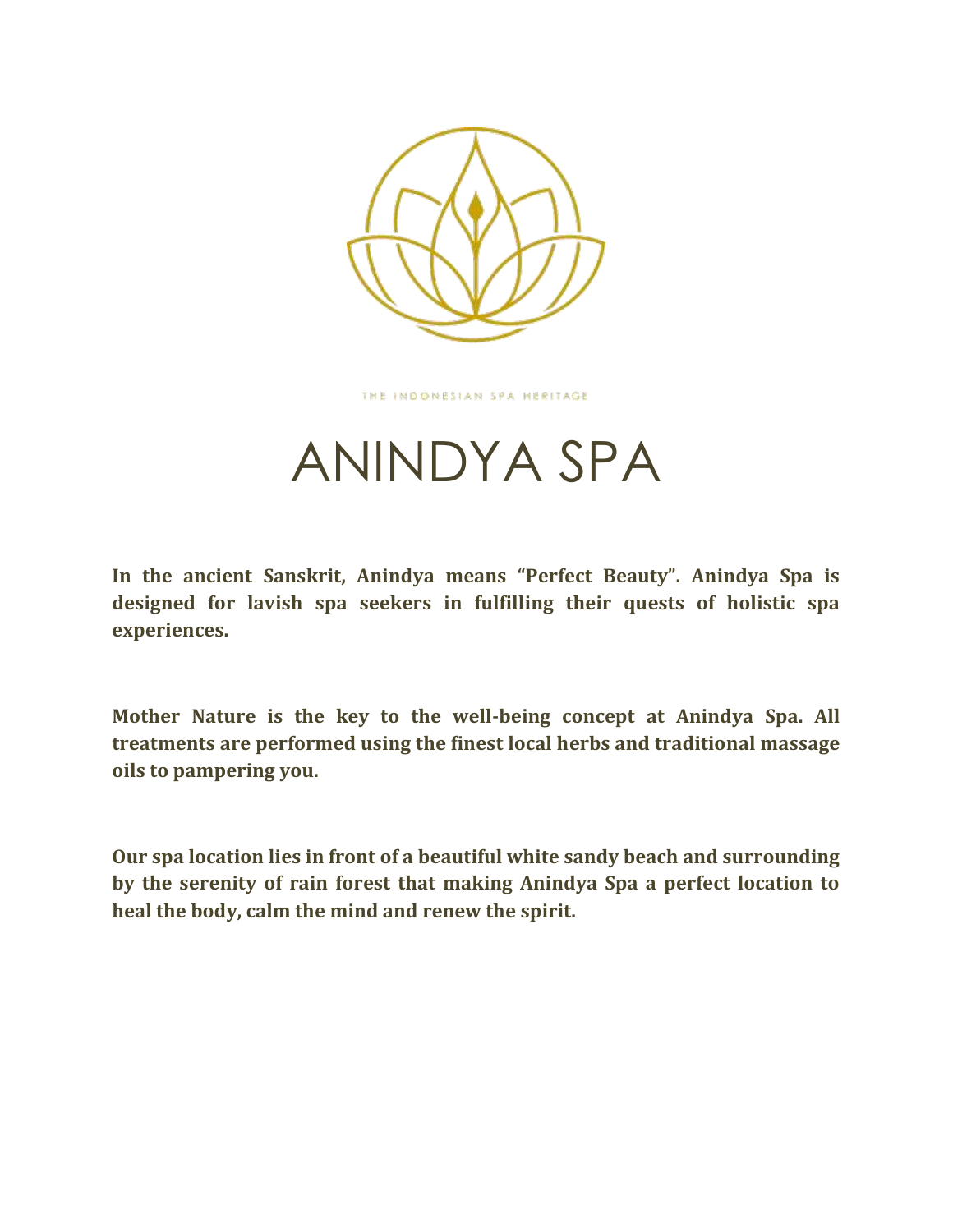THE INDONESIAN SPA HERITAGE

# ANINDYA SPA

**In the ancient Sanskrit, Anindya means "Perfect Beauty". Anindya Spa is designed for lavish spa seekers in fulfilling their quests of holistic spa experiences.**

**Mother Nature is the key to the well-being concept at Anindya Spa. All treatments are performed using the finest local herbs and traditional massage oils to pampering you.**

**Our spa location lies in front of a beautiful white sandy beach and surrounding by the serenity of rain forest that making Anindya Spa a perfect location to heal the body, calm the mind and renew the spirit.**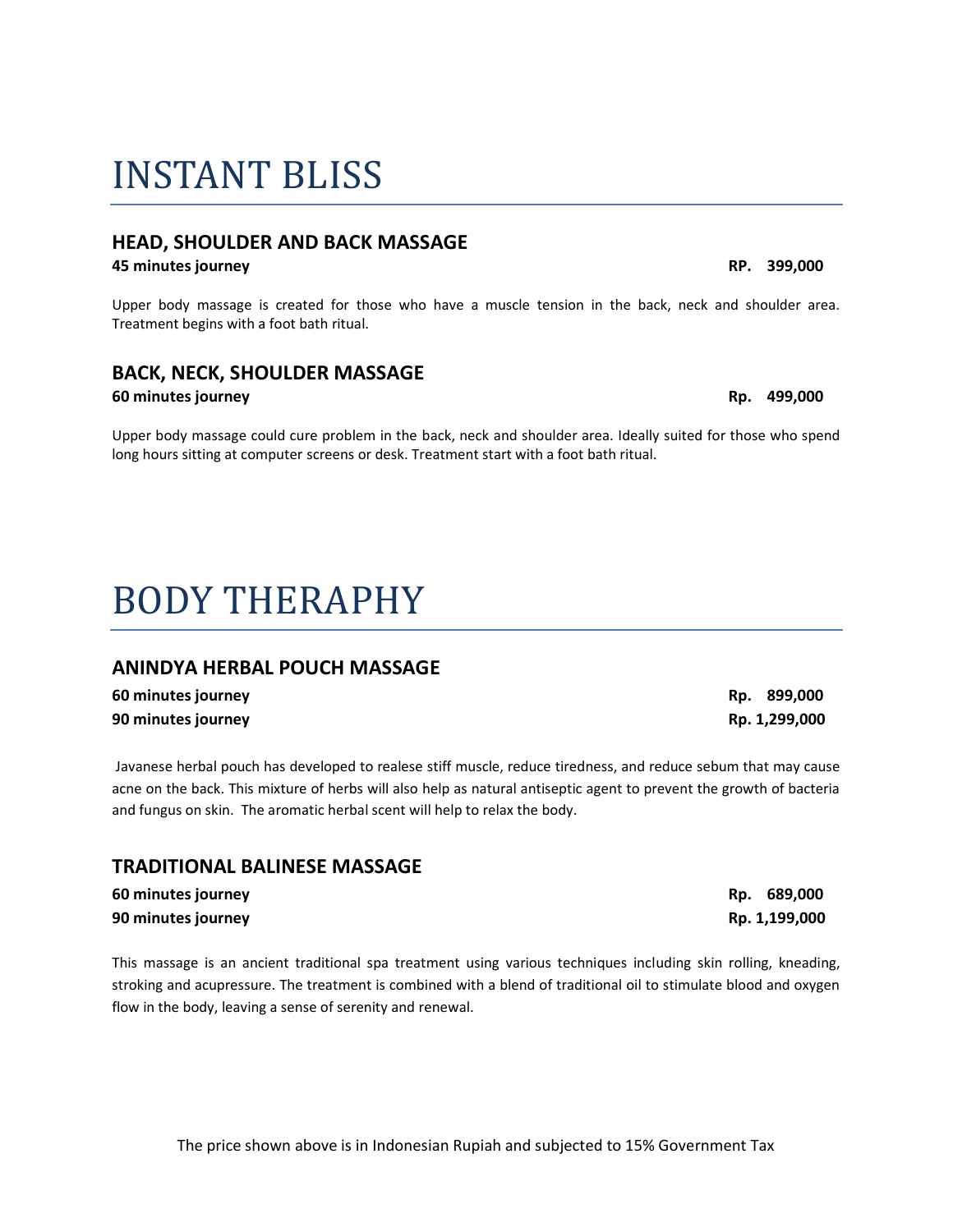# INSTANT BLISS

## HEAD, SHOULDER AND BACK MASSAGE

**45 minutes journey** **RP. 399,000**

Upper body massage is created for those who have a muscle tension in the back, neck and shoulder area. Treatment begins with a foot bath ritual.

## BACK, NECK, SHOULDER MASSAGE

**60 minutes journey** **Rp. 499,000**

Upper body massage could cure problem in the back, neck and shoulder area. Ideally suited for those who spend long hours sitting at computer screens or desk. Treatment start with a foot bath ritual.

# BODY THERAPHY

## ANINDYA HERBAL POUCH MASSAGE

**60 minutes journey** **Rp. 899,000**
**90 minutes journey** **Rp. 1,299,000**

Javanese herbal pouch has developed to realese stiff muscle, reduce tiredness, and reduce sebum that may cause acne on the back. This mixture of herbs will also help as natural antiseptic agent to prevent the growth of bacteria and fungus on skin. The aromatic herbal scent will help to relax the body.

## TRADITIONAL BALINESE MASSAGE

**60 minutes journey** **Rp. 689,000**
**90 minutes journey** **Rp. 1,199,000**

This massage is an ancient traditional spa treatment using various techniques including skin rolling, kneading, stroking and acupressure. The treatment is combined with a blend of traditional oil to stimulate blood and oxygen flow in the body, leaving a sense of serenity and renewal.

The price shown above is in Indonesian Rupiah and subjected to 15% Government Tax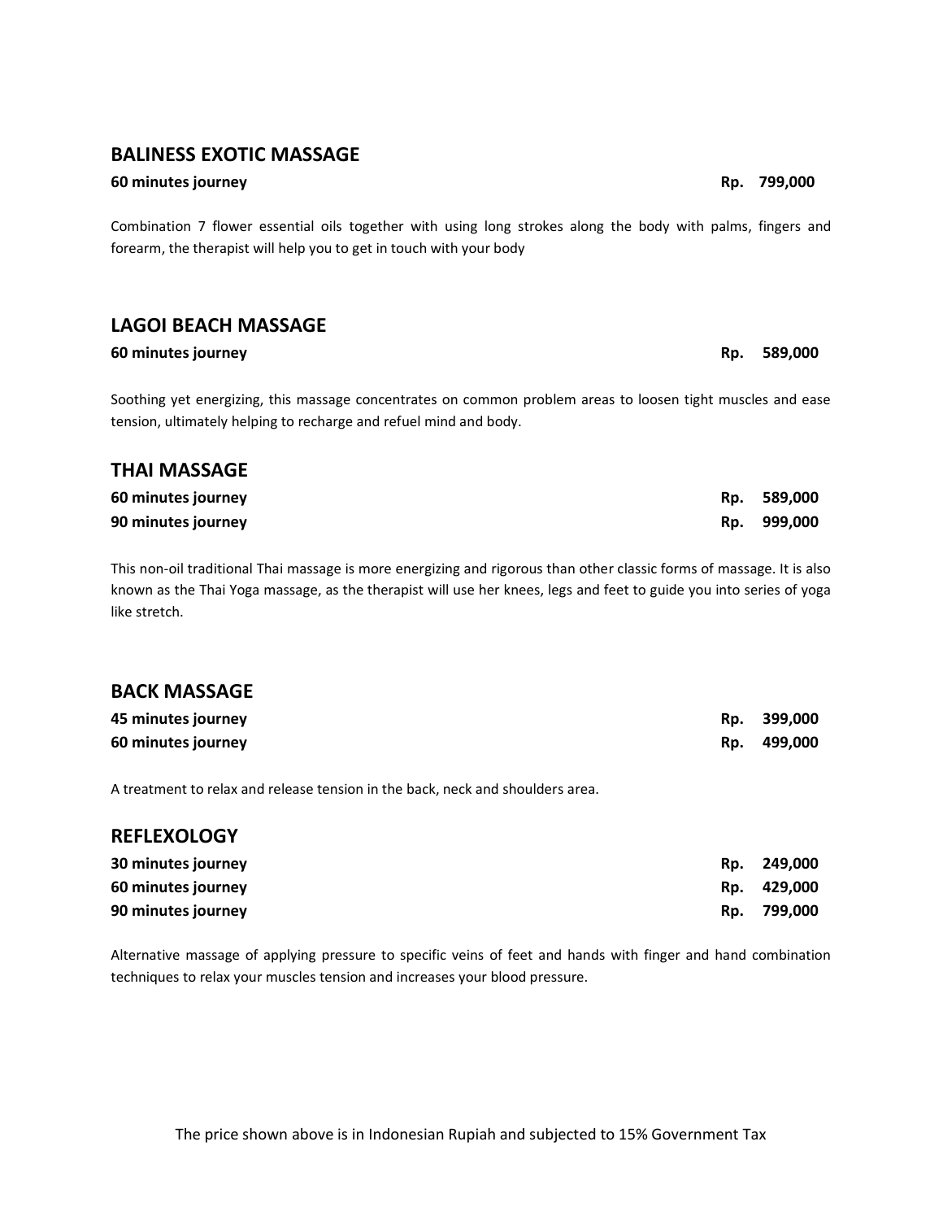## BALINESS EXOTIC MASSAGE

| | |
|---|---|
| **60 minutes journey** | **Rp. 799,000** |

Combination 7 flower essential oils together with using long strokes along the body with palms, fingers and forearm, the therapist will help you to get in touch with your body

## LAGOI BEACH MASSAGE

| | |
|---|---|
| **60 minutes journey** | **Rp. 589,000** |

Soothing yet energizing, this massage concentrates on common problem areas to loosen tight muscles and ease tension, ultimately helping to recharge and refuel mind and body.

## THAI MASSAGE

| | |
|---|---|
| **60 minutes journey** | **Rp. 589,000** |
| **90 minutes journey** | **Rp. 999,000** |

This non-oil traditional Thai massage is more energizing and rigorous than other classic forms of massage. It is also known as the Thai Yoga massage, as the therapist will use her knees, legs and feet to guide you into series of yoga like stretch.

## BACK MASSAGE

| | |
|---|---|
| **45 minutes journey** | **Rp. 399,000** |
| **60 minutes journey** | **Rp. 499,000** |

A treatment to relax and release tension in the back, neck and shoulders area.

## REFLEXOLOGY

| | |
|---|---|
| **30 minutes journey** | **Rp. 249,000** |
| **60 minutes journey** | **Rp. 429,000** |
| **90 minutes journey** | **Rp. 799,000** |

Alternative massage of applying pressure to specific veins of feet and hands with finger and hand combination techniques to relax your muscles tension and increases your blood pressure.

The price shown above is in Indonesian Rupiah and subjected to 15% Government Tax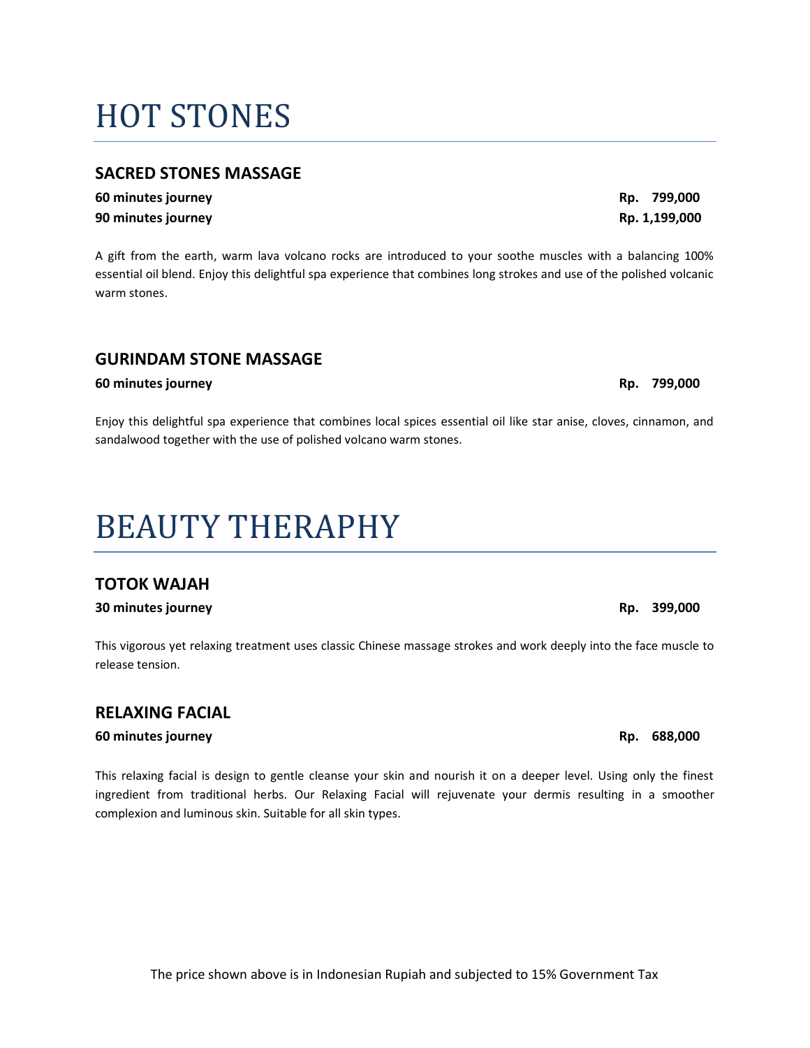# HOT STONES

## SACRED STONES MASSAGE

**60 minutes journey** **Rp. 799,000**
**90 minutes journey** **Rp. 1,199,000**

A gift from the earth, warm lava volcano rocks are introduced to your soothe muscles with a balancing 100% essential oil blend. Enjoy this delightful spa experience that combines long strokes and use of the polished volcanic warm stones.

## GURINDAM STONE MASSAGE

**60 minutes journey** **Rp. 799,000**

Enjoy this delightful spa experience that combines local spices essential oil like star anise, cloves, cinnamon, and sandalwood together with the use of polished volcano warm stones.

# BEAUTY THERAPHY

## TOTOK WAJAH

**30 minutes journey** **Rp. 399,000**

This vigorous yet relaxing treatment uses classic Chinese massage strokes and work deeply into the face muscle to release tension.

## RELAXING FACIAL

**60 minutes journey** **Rp. 688,000**

This relaxing facial is design to gentle cleanse your skin and nourish it on a deeper level. Using only the finest ingredient from traditional herbs. Our Relaxing Facial will rejuvenate your dermis resulting in a smoother complexion and luminous skin. Suitable for all skin types.

The price shown above is in Indonesian Rupiah and subjected to 15% Government Tax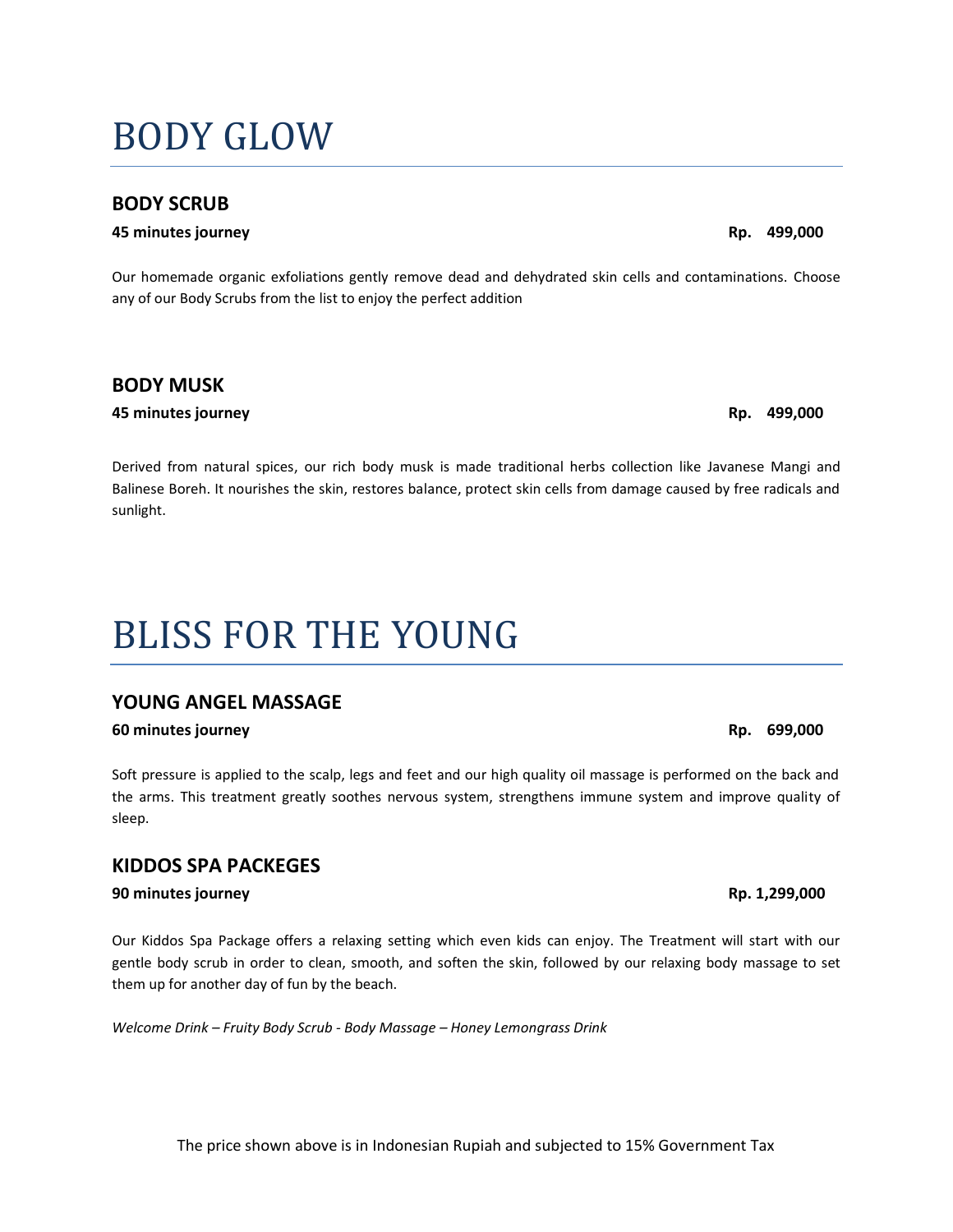# BODY GLOW

## BODY SCRUB

**45 minutes journey** **Rp. 499,000**

Our homemade organic exfoliations gently remove dead and dehydrated skin cells and contaminations. Choose any of our Body Scrubs from the list to enjoy the perfect addition

## BODY MUSK

**45 minutes journey** **Rp. 499,000**

Derived from natural spices, our rich body musk is made traditional herbs collection like Javanese Mangi and Balinese Boreh. It nourishes the skin, restores balance, protect skin cells from damage caused by free radicals and sunlight.

# BLISS FOR THE YOUNG

## YOUNG ANGEL MASSAGE

**60 minutes journey** **Rp. 699,000**

Soft pressure is applied to the scalp, legs and feet and our high quality oil massage is performed on the back and the arms. This treatment greatly soothes nervous system, strengthens immune system and improve quality of sleep.

## KIDDOS SPA PACKEGES

**90 minutes journey** **Rp. 1,299,000**

Our Kiddos Spa Package offers a relaxing setting which even kids can enjoy. The Treatment will start with our gentle body scrub in order to clean, smooth, and soften the skin, followed by our relaxing body massage to set them up for another day of fun by the beach.

*Welcome Drink – Fruity Body Scrub - Body Massage – Honey Lemongrass Drink*

The price shown above is in Indonesian Rupiah and subjected to 15% Government Tax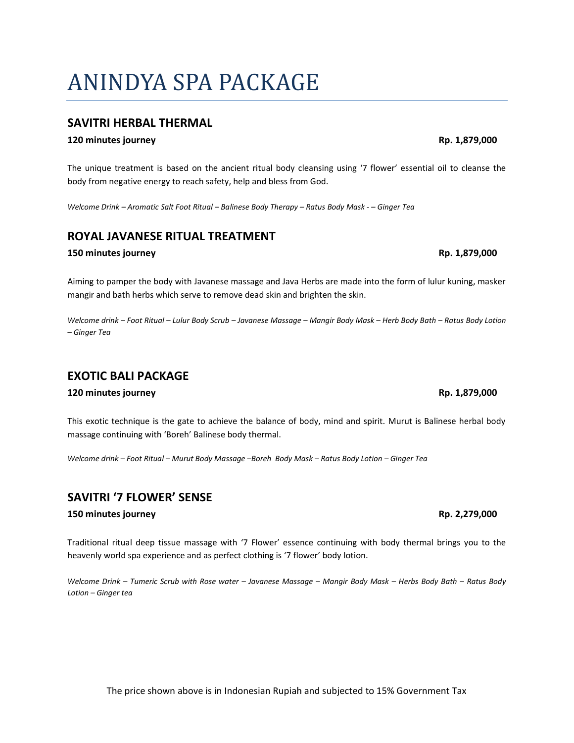# ANINDYA SPA PACKAGE

## SAVITRI HERBAL THERMAL

**120 minutes journey** **Rp. 1,879,000**

The unique treatment is based on the ancient ritual body cleansing using '7 flower' essential oil to cleanse the body from negative energy to reach safety, help and bless from God.

*Welcome Drink – Aromatic Salt Foot Ritual – Balinese Body Therapy – Ratus Body Mask - – Ginger Tea*

## ROYAL JAVANESE RITUAL TREATMENT

**150 minutes journey** **Rp. 1,879,000**

Aiming to pamper the body with Javanese massage and Java Herbs are made into the form of lulur kuning, masker mangir and bath herbs which serve to remove dead skin and brighten the skin.

*Welcome drink – Foot Ritual – Lulur Body Scrub – Javanese Massage – Mangir Body Mask – Herb Body Bath – Ratus Body Lotion – Ginger Tea*

## EXOTIC BALI PACKAGE

**120 minutes journey** **Rp. 1,879,000**

This exotic technique is the gate to achieve the balance of body, mind and spirit. Murut is Balinese herbal body massage continuing with 'Boreh' Balinese body thermal.

*Welcome drink – Foot Ritual – Murut Body Massage –Boreh Body Mask – Ratus Body Lotion – Ginger Tea*

## SAVITRI '7 FLOWER' SENSE

**150 minutes journey** **Rp. 2,279,000**

Traditional ritual deep tissue massage with '7 Flower' essence continuing with body thermal brings you to the heavenly world spa experience and as perfect clothing is '7 flower' body lotion.

*Welcome Drink – Tumeric Scrub with Rose water – Javanese Massage – Mangir Body Mask – Herbs Body Bath – Ratus Body Lotion – Ginger tea*

The price shown above is in Indonesian Rupiah and subjected to 15% Government Tax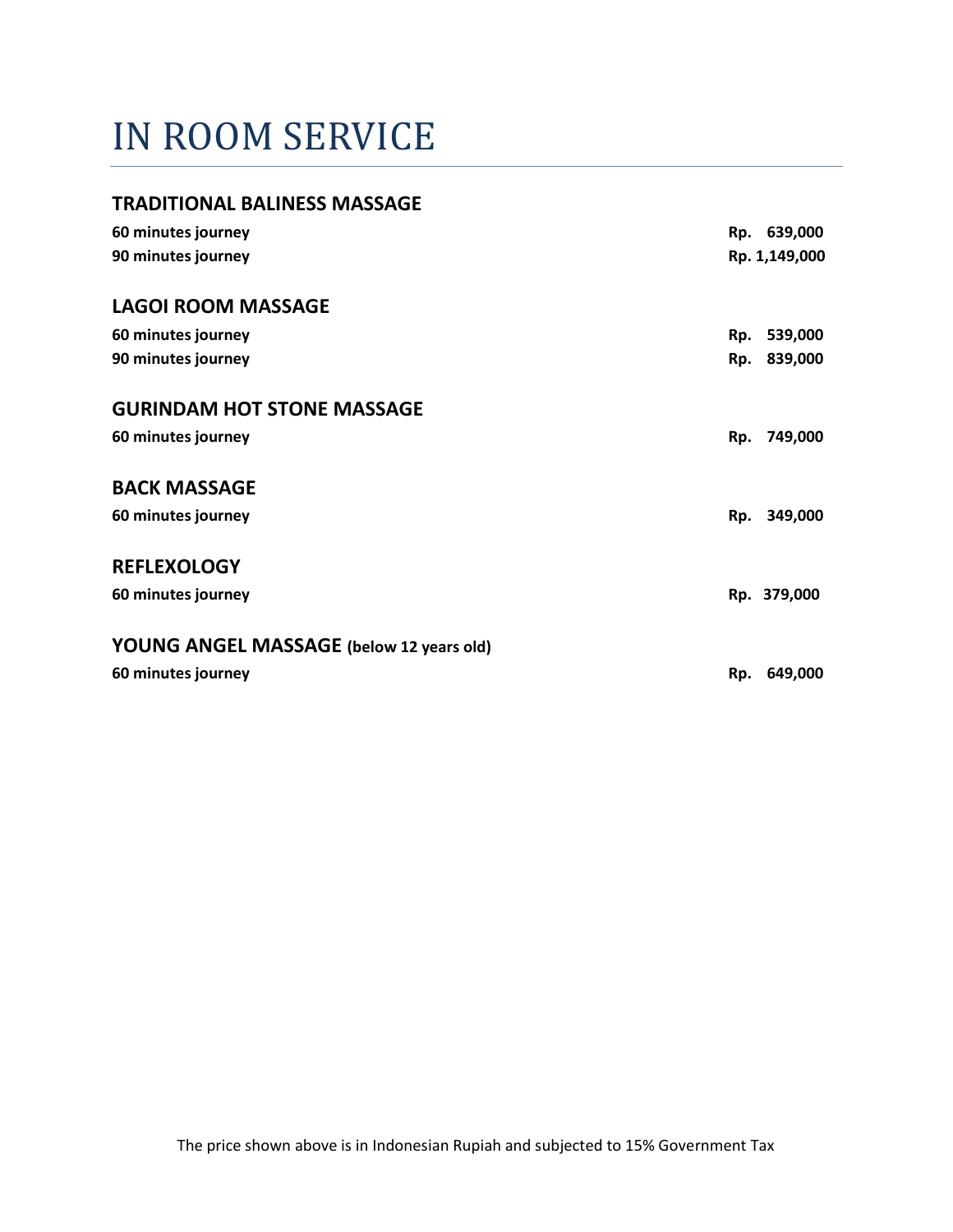# IN ROOM SERVICE

### TRADITIONAL BALINESS MASSAGE

| | |
|---|---|
| **60 minutes journey** | **Rp. 639,000** |
| **90 minutes journey** | **Rp. 1,149,000** |

### LAGOI ROOM MASSAGE

| | |
|---|---|
| **60 minutes journey** | **Rp. 539,000** |
| **90 minutes journey** | **Rp. 839,000** |

### GURINDAM HOT STONE MASSAGE

| | |
|---|---|
| **60 minutes journey** | **Rp. 749,000** |

### BACK MASSAGE

| | |
|---|---|
| **60 minutes journey** | **Rp. 349,000** |

### REFLEXOLOGY

| | |
|---|---|
| **60 minutes journey** | **Rp. 379,000** |

### YOUNG ANGEL MASSAGE (below 12 years old)

| | |
|---|---|
| **60 minutes journey** | **Rp. 649,000** |

The price shown above is in Indonesian Rupiah and subjected to 15% Government Tax